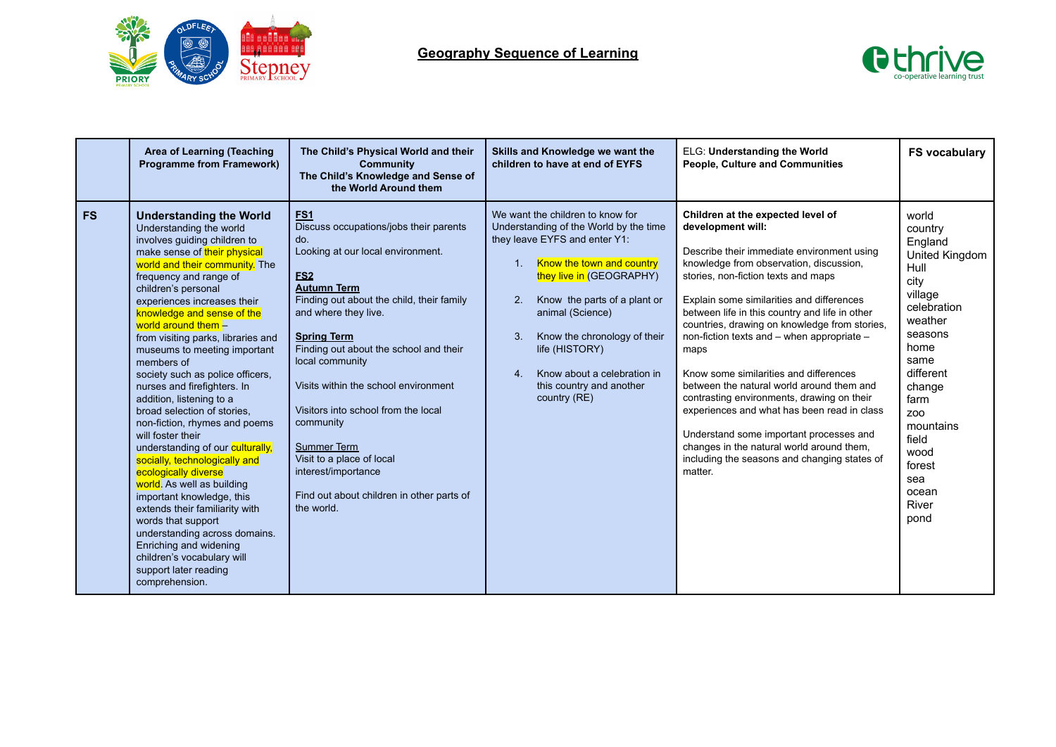# Geography Sequence of Learning

| | Area of Learning (Teaching Programme from Framework) | The Child's Physical World and their Community<br>The Child's Knowledge and Sense of the World Around them | Skills and Knowledge we want the children to have at end of EYFS | ELG: **Understanding the World**<br>**People, Culture and Communities** | FS vocabulary |
|---|---|---|---|---|---|
| **FS** | **Understanding the World**<br>Understanding the world involves guiding children to make sense of their physical world and their community. The frequency and range of children's personal experiences increases their knowledge and sense of the world around them – from visiting parks, libraries and museums to meeting important members of society such as police officers, nurses and firefighters. In addition, listening to a broad selection of stories, non-fiction, rhymes and poems will foster their understanding of our culturally, socially, technologically and ecologically diverse world. As well as building important knowledge, this extends their familiarity with words that support understanding across domains. Enriching and widening children's vocabulary will support later reading comprehension. | **FS1**<br>Discuss occupations/jobs their parents do.<br>Looking at our local environment.<br><br>**FS2**<br>**Autumn Term**<br>Finding out about the child, their family and where they live.<br><br>**Spring Term**<br>Finding out about the school and their local community<br><br>Visits within the school environment<br><br>Visitors into school from the local community<br><br>Summer Term<br>Visit to a place of local interest/importance<br><br>Find out about children in other parts of the world. | We want the children to know for Understanding of the World by the time they leave EYFS and enter Y1:<br>1. Know the town and country they live in (GEOGRAPHY)<br>2. Know the parts of a plant or animal (Science)<br>3. Know the chronology of their life (HISTORY)<br>4. Know about a celebration in this country and another country (RE) | **Children at the expected level of development will:**<br><br>Describe their immediate environment using knowledge from observation, discussion, stories, non-fiction texts and maps<br><br>Explain some similarities and differences between life in this country and life in other countries, drawing on knowledge from stories, non-fiction texts and – when appropriate – maps<br><br>Know some similarities and differences between the natural world around them and contrasting environments, drawing on their experiences and what has been read in class<br><br>Understand some important processes and changes in the natural world around them, including the seasons and changing states of matter. | world<br>country<br>England<br>United Kingdom<br>Hull<br>city<br>village<br>celebration<br>weather<br>seasons<br>home<br>same<br>different<br>change<br>farm<br>zoo<br>mountains<br>field<br>wood<br>forest<br>sea<br>ocean<br>River<br>pond |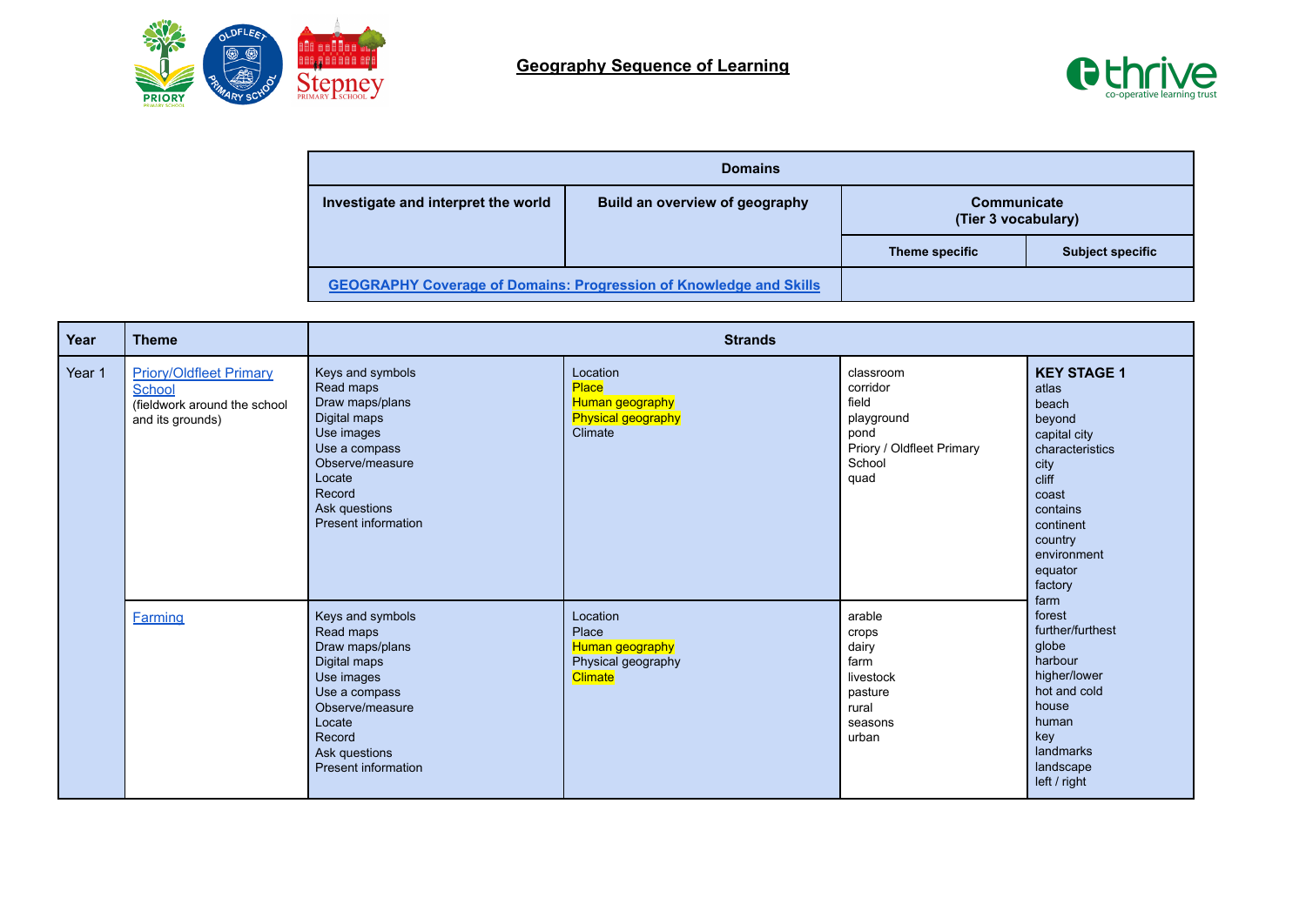# Geography Sequence of Learning

| Domains | | | |
|---|---|---|---|
| Investigate and interpret the world | Build an overview of geography | Communicate (Tier 3 vocabulary) | |
| | | Theme specific | Subject specific |
| GEOGRAPHY Coverage of Domains: Progression of Knowledge and Skills | | | |

| Year | Theme | Strands | | | |
|---|---|---|---|---|---|
| Year 1 | Priory/Oldfleet Primary School<br>(fieldwork around the school and its grounds) | Keys and symbols<br>Read maps<br>Draw maps/plans<br>Digital maps<br>Use images<br>Use a compass<br>Observe/measure<br>Locate<br>Record<br>Ask questions<br>Present information | Location<br>Place<br>Human geography<br>Physical geography<br>Climate | classroom<br>corridor<br>field<br>playground<br>pond<br>Priory / Oldfleet Primary School<br>quad | **KEY STAGE 1**<br>atlas<br>beach<br>beyond<br>capital city<br>characteristics<br>city<br>cliff<br>coast<br>contains<br>continent<br>country<br>environment<br>equator<br>factory<br>farm<br>forest<br>further/furthest<br>globe<br>harbour<br>higher/lower<br>hot and cold<br>house<br>human<br>key<br>landmarks<br>landscape<br>left / right |
| | Farming | Keys and symbols<br>Read maps<br>Draw maps/plans<br>Digital maps<br>Use images<br>Use a compass<br>Observe/measure<br>Locate<br>Record<br>Ask questions<br>Present information | Location<br>Place<br>Human geography<br>Physical geography<br>Climate | arable<br>crops<br>dairy<br>farm<br>livestock<br>pasture<br>rural<br>seasons<br>urban | |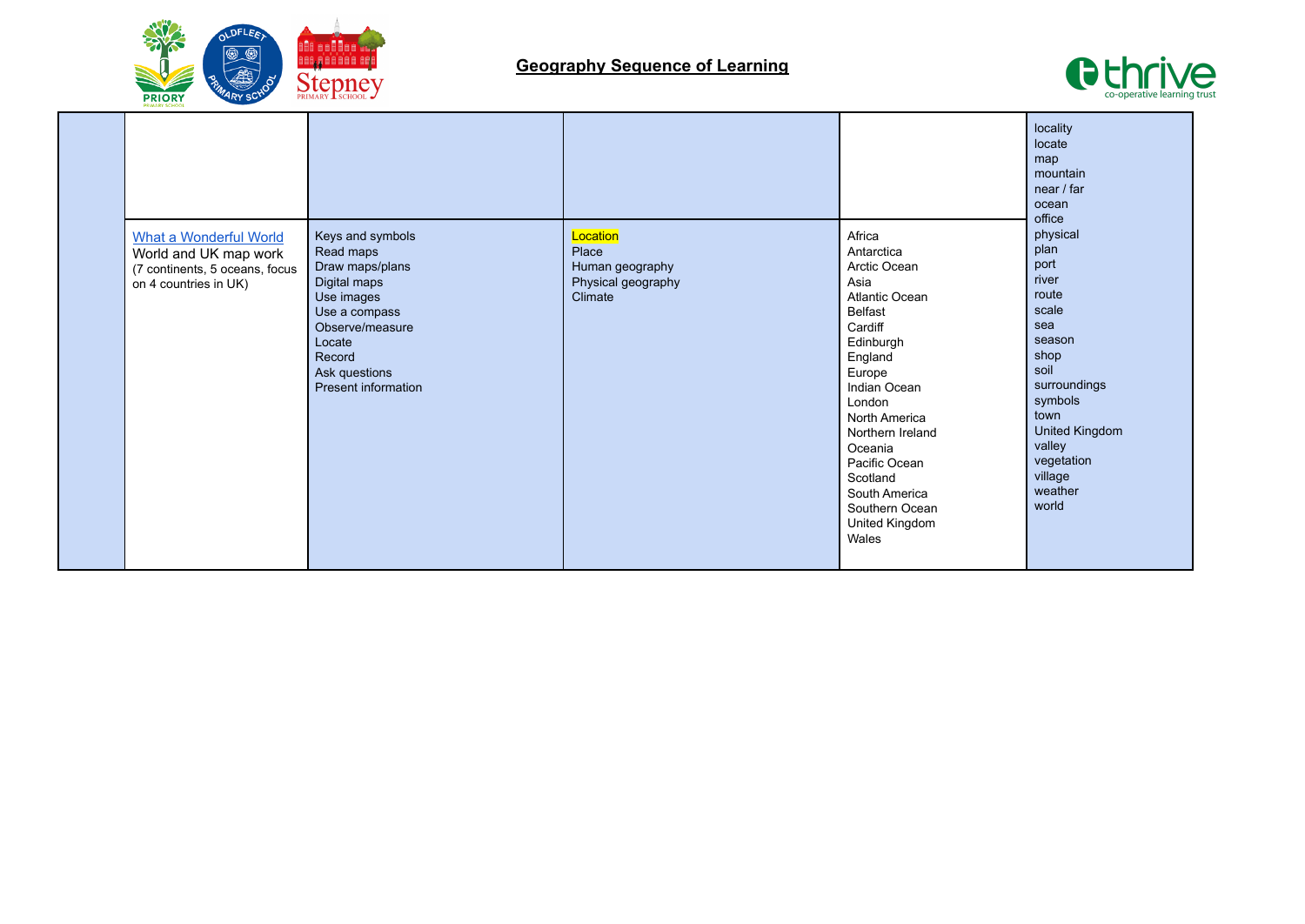## Geography Sequence of Learning

| | | | | | |
|---|---|---|---|---|---|
| | | | | | locality<br>locate<br>map<br>mountain<br>near / far<br>ocean<br>office<br>physical<br>plan<br>port<br>river<br>route<br>scale<br>sea<br>season<br>shop<br>soil<br>surroundings<br>symbols<br>town<br>United Kingdom<br>valley<br>vegetation<br>village<br>weather<br>world |
| | What a Wonderful World<br>World and UK map work<br>(7 continents, 5 oceans, focus on 4 countries in UK) | Keys and symbols<br>Read maps<br>Draw maps/plans<br>Digital maps<br>Use images<br>Use a compass<br>Observe/measure<br>Locate<br>Record<br>Ask questions<br>Present information | Location<br>Place<br>Human geography<br>Physical geography<br>Climate | Africa<br>Antarctica<br>Arctic Ocean<br>Asia<br>Atlantic Ocean<br>Belfast<br>Cardiff<br>Edinburgh<br>England<br>Europe<br>Indian Ocean<br>London<br>North America<br>Northern Ireland<br>Oceania<br>Pacific Ocean<br>Scotland<br>South America<br>Southern Ocean<br>United Kingdom<br>Wales | |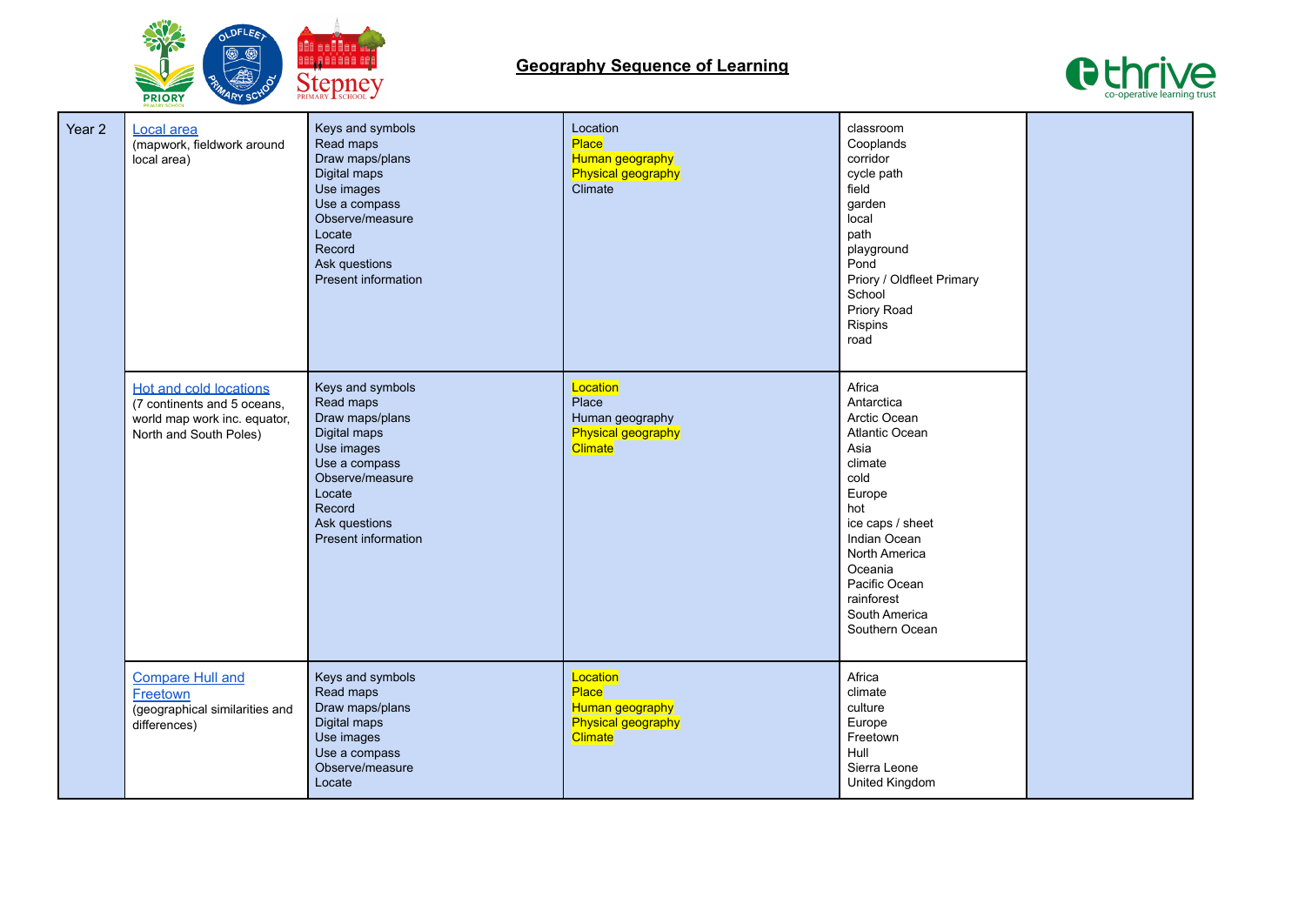## Geography Sequence of Learning

| Year 2 | [Local area](#) (mapwork, fieldwork around local area) | Keys and symbols<br>Read maps<br>Draw maps/plans<br>Digital maps<br>Use images<br>Use a compass<br>Observe/measure<br>Locate<br>Record<br>Ask questions<br>Present information | Location<br>Place<br>Human geography<br>Physical geography<br>Climate | classroom<br>Cooplands<br>corridor<br>cycle path<br>field<br>garden<br>local<br>path<br>playground<br>Pond<br>Priory / Oldfleet Primary School<br>Priory Road<br>Rispins<br>road | |
|---|---|---|---|---|---|
| | [Hot and cold locations](#) (7 continents and 5 oceans, world map work inc. equator, North and South Poles) | Keys and symbols<br>Read maps<br>Draw maps/plans<br>Digital maps<br>Use images<br>Use a compass<br>Observe/measure<br>Locate<br>Record<br>Ask questions<br>Present information | Location<br>Place<br>Human geography<br>Physical geography<br>Climate | Africa<br>Antarctica<br>Arctic Ocean<br>Atlantic Ocean<br>Asia<br>climate<br>cold<br>Europe<br>hot<br>ice caps / sheet<br>Indian Ocean<br>North America<br>Oceania<br>Pacific Ocean<br>rainforest<br>South America<br>Southern Ocean | |
| | [Compare Hull and Freetown](#) (geographical similarities and differences) | Keys and symbols<br>Read maps<br>Draw maps/plans<br>Digital maps<br>Use images<br>Use a compass<br>Observe/measure<br>Locate | Location<br>Place<br>Human geography<br>Physical geography<br>Climate | Africa<br>climate<br>culture<br>Europe<br>Freetown<br>Hull<br>Sierra Leone<br>United Kingdom | |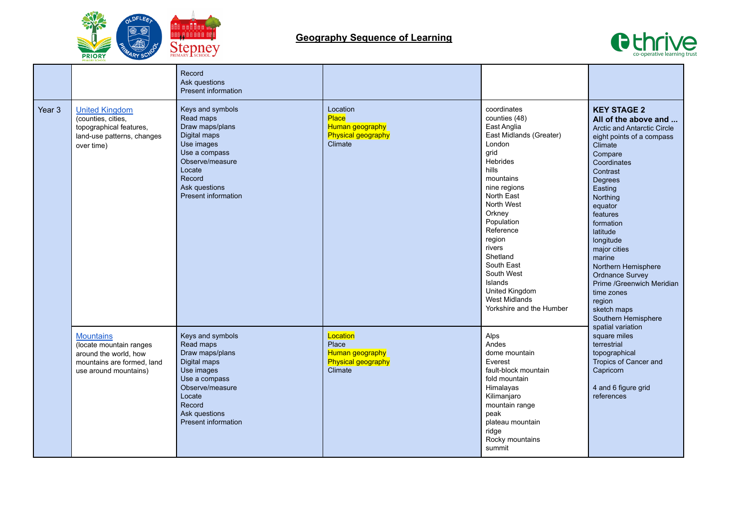## Geography Sequence of Learning

| | | | | | |
|---|---|---|---|---|---|
| | | Record<br>Ask questions<br>Present information | | | |
| Year 3 | United Kingdom<br>(counties, cities, topographical features, land-use patterns, changes over time) | Keys and symbols<br>Read maps<br>Draw maps/plans<br>Digital maps<br>Use images<br>Use a compass<br>Observe/measure<br>Locate<br>Record<br>Ask questions<br>Present information | Location<br>Place<br>Human geography<br>Physical geography<br>Climate | coordinates<br>counties (48)<br>East Anglia<br>East Midlands (Greater)<br>London<br>grid<br>Hebrides<br>hills<br>mountains<br>nine regions<br>North East<br>North West<br>Orkney<br>Population<br>Reference<br>region<br>rivers<br>Shetland<br>South East<br>South West<br>Islands<br>United Kingdom<br>West Midlands<br>Yorkshire and the Humber | **KEY STAGE 2**<br>**All of the above and ...**<br>Arctic and Antarctic Circle<br>eight points of a compass<br>Climate<br>Compare<br>Coordinates<br>Contrast<br>Degrees<br>Easting<br>Northing<br>equator<br>features<br>formation<br>latitude<br>longitude<br>major cities<br>marine<br>Northern Hemisphere<br>Ordnance Survey<br>Prime /Greenwich Meridian<br>time zones<br>region<br>sketch maps<br>Southern Hemisphere<br>spatial variation<br>square miles<br>terrestrial<br>topographical<br>Tropics of Cancer and Capricorn<br><br>4 and 6 figure grid references |
| | Mountains<br>(locate mountain ranges around the world, how mountains are formed, land use around mountains) | Keys and symbols<br>Read maps<br>Draw maps/plans<br>Digital maps<br>Use images<br>Use a compass<br>Observe/measure<br>Locate<br>Record<br>Ask questions<br>Present information | Location<br>Place<br>Human geography<br>Physical geography<br>Climate | Alps<br>Andes<br>dome mountain<br>Everest<br>fault-block mountain<br>fold mountain<br>Himalayas<br>Kilimanjaro<br>mountain range<br>peak<br>plateau mountain<br>ridge<br>Rocky mountains<br>summit | |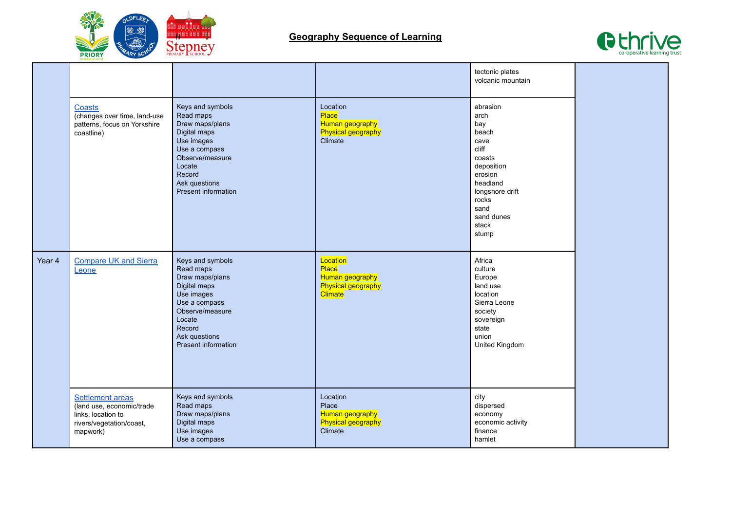## Geography Sequence of Learning

| | | | | | |
|---|---|---|---|---|---|
| | | | | tectonic plates<br>volcanic mountain | |
| | Coasts<br>(changes over time, land-use patterns, focus on Yorkshire coastline) | Keys and symbols<br>Read maps<br>Draw maps/plans<br>Digital maps<br>Use images<br>Use a compass<br>Observe/measure<br>Locate<br>Record<br>Ask questions<br>Present information | Location<br>Place<br>Human geography<br>Physical geography<br>Climate | abrasion<br>arch<br>bay<br>beach<br>cave<br>cliff<br>coasts<br>deposition<br>erosion<br>headland<br>longshore drift<br>rocks<br>sand<br>sand dunes<br>stack<br>stump | |
| Year 4 | Compare UK and Sierra Leone | Keys and symbols<br>Read maps<br>Draw maps/plans<br>Digital maps<br>Use images<br>Use a compass<br>Observe/measure<br>Locate<br>Record<br>Ask questions<br>Present information | Location<br>Place<br>Human geography<br>Physical geography<br>Climate | Africa<br>culture<br>Europe<br>land use<br>location<br>Sierra Leone<br>society<br>sovereign<br>state<br>union<br>United Kingdom | |
| | Settlement areas<br>(land use, economic/trade links, location to rivers/vegetation/coast, mapwork) | Keys and symbols<br>Read maps<br>Draw maps/plans<br>Digital maps<br>Use images<br>Use a compass | Location<br>Place<br>Human geography<br>Physical geography<br>Climate | city<br>dispersed<br>economy<br>economic activity<br>finance<br>hamlet | |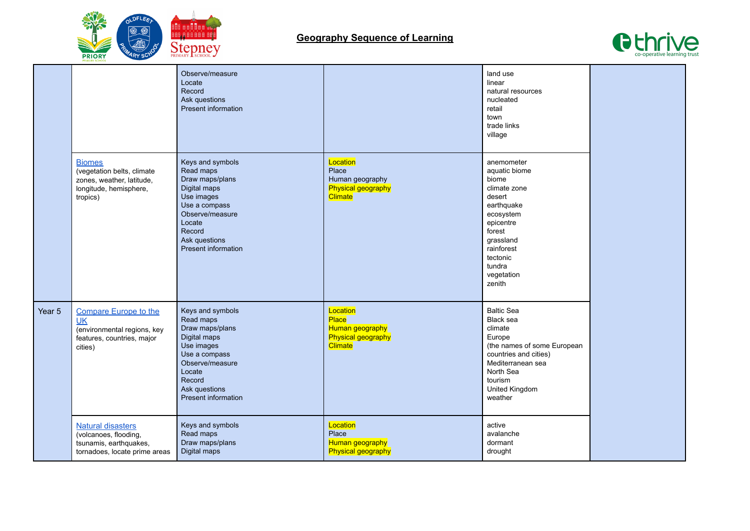## Geography Sequence of Learning

| | | | | | |
|---|---|---|---|---|---|
| | | Observe/measure<br>Locate<br>Record<br>Ask questions<br>Present information | | land use<br>linear<br>natural resources<br>nucleated<br>retail<br>town<br>trade links<br>village | |
| | Biomes<br>(vegetation belts, climate zones, weather, latitude, longitude, hemisphere, tropics) | Keys and symbols<br>Read maps<br>Draw maps/plans<br>Digital maps<br>Use images<br>Use a compass<br>Observe/measure<br>Locate<br>Record<br>Ask questions<br>Present information | Location<br>Place<br>Human geography<br>Physical geography<br>Climate | anemometer<br>aquatic biome<br>biome<br>climate zone<br>desert<br>earthquake<br>ecosystem<br>epicentre<br>forest<br>grassland<br>rainforest<br>tectonic<br>tundra<br>vegetation<br>zenith | |
| Year 5 | Compare Europe to the UK<br>(environmental regions, key features, countries, major cities) | Keys and symbols<br>Read maps<br>Draw maps/plans<br>Digital maps<br>Use images<br>Use a compass<br>Observe/measure<br>Locate<br>Record<br>Ask questions<br>Present information | Location<br>Place<br>Human geography<br>Physical geography<br>Climate | Baltic Sea<br>Black sea<br>climate<br>Europe<br>(the names of some European countries and cities)<br>Mediterranean sea<br>North Sea<br>tourism<br>United Kingdom<br>weather | |
| | Natural disasters<br>(volcanoes, flooding, tsunamis, earthquakes, tornadoes, locate prime areas | Keys and symbols<br>Read maps<br>Draw maps/plans<br>Digital maps | Location<br>Place<br>Human geography<br>Physical geography | active<br>avalanche<br>dormant<br>drought | |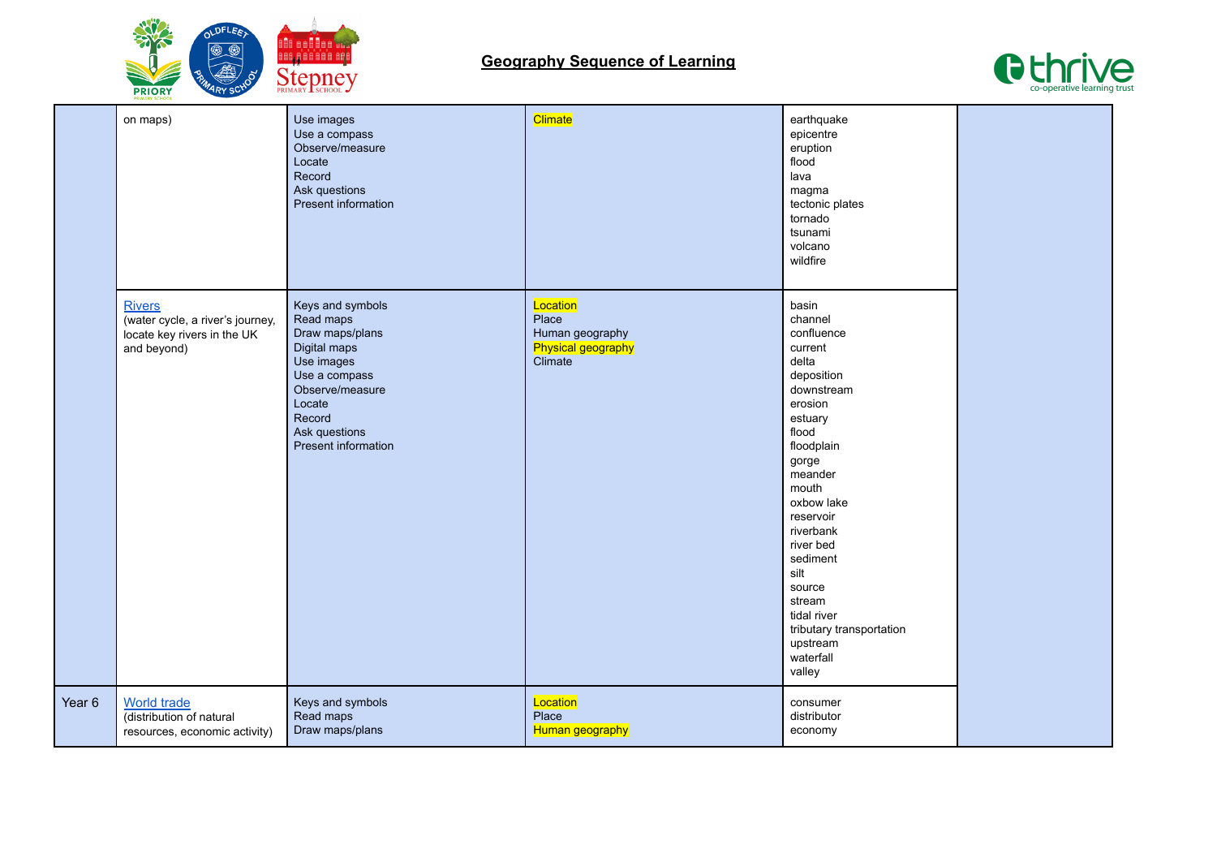## Geography Sequence of Learning

| | | | | | |
|---|---|---|---|---|---|
| | on maps) | Use images<br>Use a compass<br>Observe/measure<br>Locate<br>Record<br>Ask questions<br>Present information | Climate | earthquake<br>epicentre<br>eruption<br>flood<br>lava<br>magma<br>tectonic plates<br>tornado<br>tsunami<br>volcano<br>wildfire | |
| | Rivers<br>(water cycle, a river's journey, locate key rivers in the UK and beyond) | Keys and symbols<br>Read maps<br>Draw maps/plans<br>Digital maps<br>Use images<br>Use a compass<br>Observe/measure<br>Locate<br>Record<br>Ask questions<br>Present information | Location<br>Place<br>Human geography<br>Physical geography<br>Climate | basin<br>channel<br>confluence<br>current<br>delta<br>deposition<br>downstream<br>erosion<br>estuary<br>flood<br>floodplain<br>gorge<br>meander<br>mouth<br>oxbow lake<br>reservoir<br>riverbank<br>river bed<br>sediment<br>silt<br>source<br>stream<br>tidal river<br>tributary transportation<br>upstream<br>waterfall<br>valley | |
| Year 6 | World trade<br>(distribution of natural resources, economic activity) | Keys and symbols<br>Read maps<br>Draw maps/plans | Location<br>Place<br>Human geography | consumer<br>distributor<br>economy | |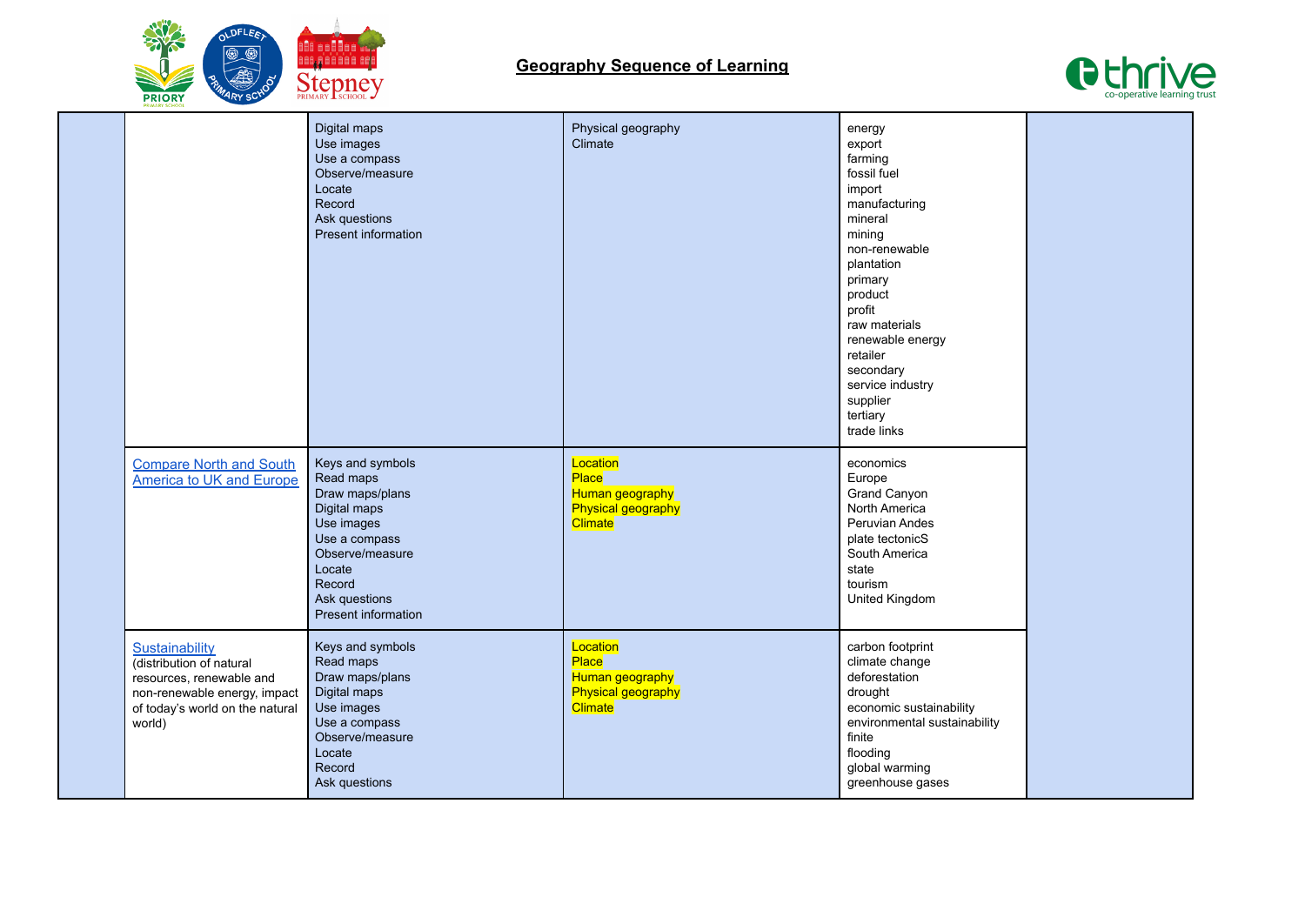## Geography Sequence of Learning

| | | | | | |
|---|---|---|---|---|---|
| | | Digital maps<br>Use images<br>Use a compass<br>Observe/measure<br>Locate<br>Record<br>Ask questions<br>Present information | Physical geography<br>Climate | energy<br>export<br>farming<br>fossil fuel<br>import<br>manufacturing<br>mineral<br>mining<br>non-renewable<br>plantation<br>primary<br>product<br>profit<br>raw materials<br>renewable energy<br>retailer<br>secondary<br>service industry<br>supplier<br>tertiary<br>trade links | |
| | Compare North and South America to UK and Europe | Keys and symbols<br>Read maps<br>Draw maps/plans<br>Digital maps<br>Use images<br>Use a compass<br>Observe/measure<br>Locate<br>Record<br>Ask questions<br>Present information | Location<br>Place<br>Human geography<br>Physical geography<br>Climate | economics<br>Europe<br>Grand Canyon<br>North America<br>Peruvian Andes<br>plate tectonicS<br>South America<br>state<br>tourism<br>United Kingdom | |
| | Sustainability<br>(distribution of natural resources, renewable and non-renewable energy, impact of today's world on the natural world) | Keys and symbols<br>Read maps<br>Draw maps/plans<br>Digital maps<br>Use images<br>Use a compass<br>Observe/measure<br>Locate<br>Record<br>Ask questions | Location<br>Place<br>Human geography<br>Physical geography<br>Climate | carbon footprint<br>climate change<br>deforestation<br>drought<br>economic sustainability<br>environmental sustainability<br>finite<br>flooding<br>global warming<br>greenhouse gases | |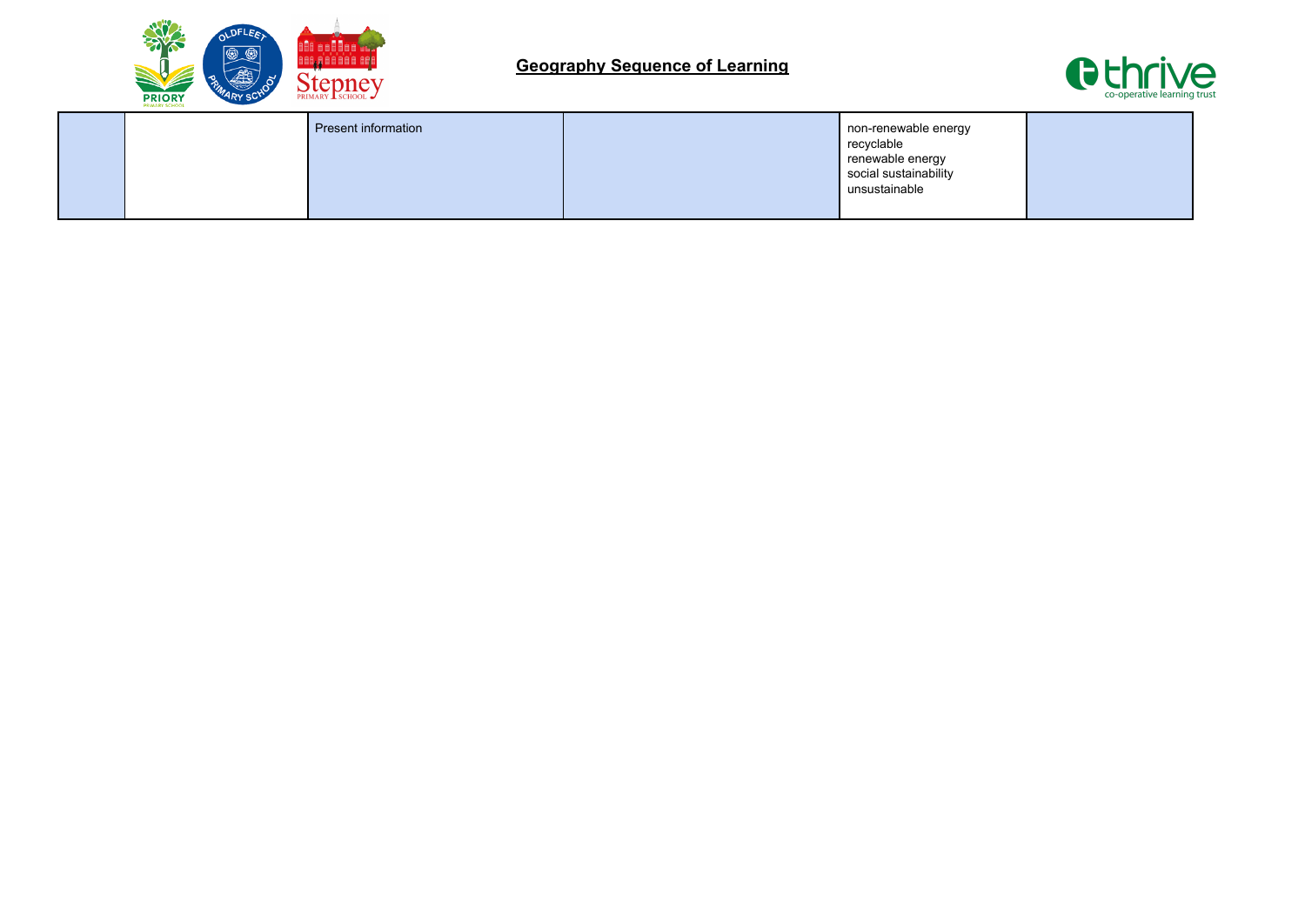| | | | | | |
|---|---|---|---|---|---|
| | | Present information | | non-renewable energy<br>recyclable<br>renewable energy<br>social sustainability<br>unsustainable | |